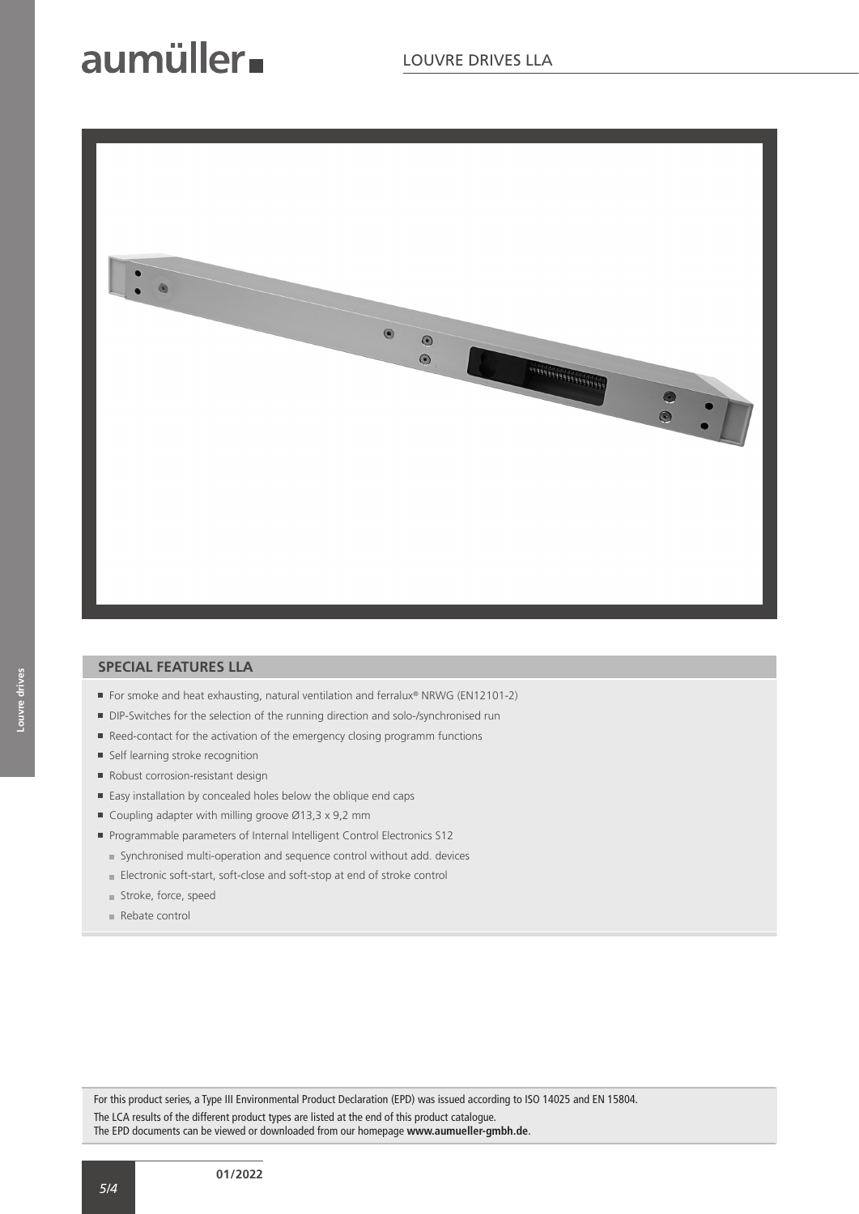# aumüller

## LOUVRE DRIVES LLA

### SPECIAL FEATURES LLA

- For smoke and heat exhausting, natural ventilation and ferralux® NRWG (EN12101-2)
- DIP-Switches for the selection of the running direction and solo-/synchronised run
- Reed-contact for the activation of the emergency closing programm functions
- Self learning stroke recognition
- Robust corrosion-resistant design
- Easy installation by concealed holes below the oblique end caps
- Coupling adapter with milling groove Ø13,3 x 9,2 mm
- Programmable parameters of Internal Intelligent Control Electronics S12
  - Synchronised multi-operation and sequence control without add. devices
  - Electronic soft-start, soft-close and soft-stop at end of stroke control
  - Stroke, force, speed
  - Rebate control

For this product series, a Type III Environmental Product Declaration (EPD) was issued according to ISO 14025 and EN 15804.
The LCA results of the different product types are listed at the end of this product catalogue.
The EPD documents can be viewed or downloaded from our homepage **www.aumueller-gmbh.de**.

01/2022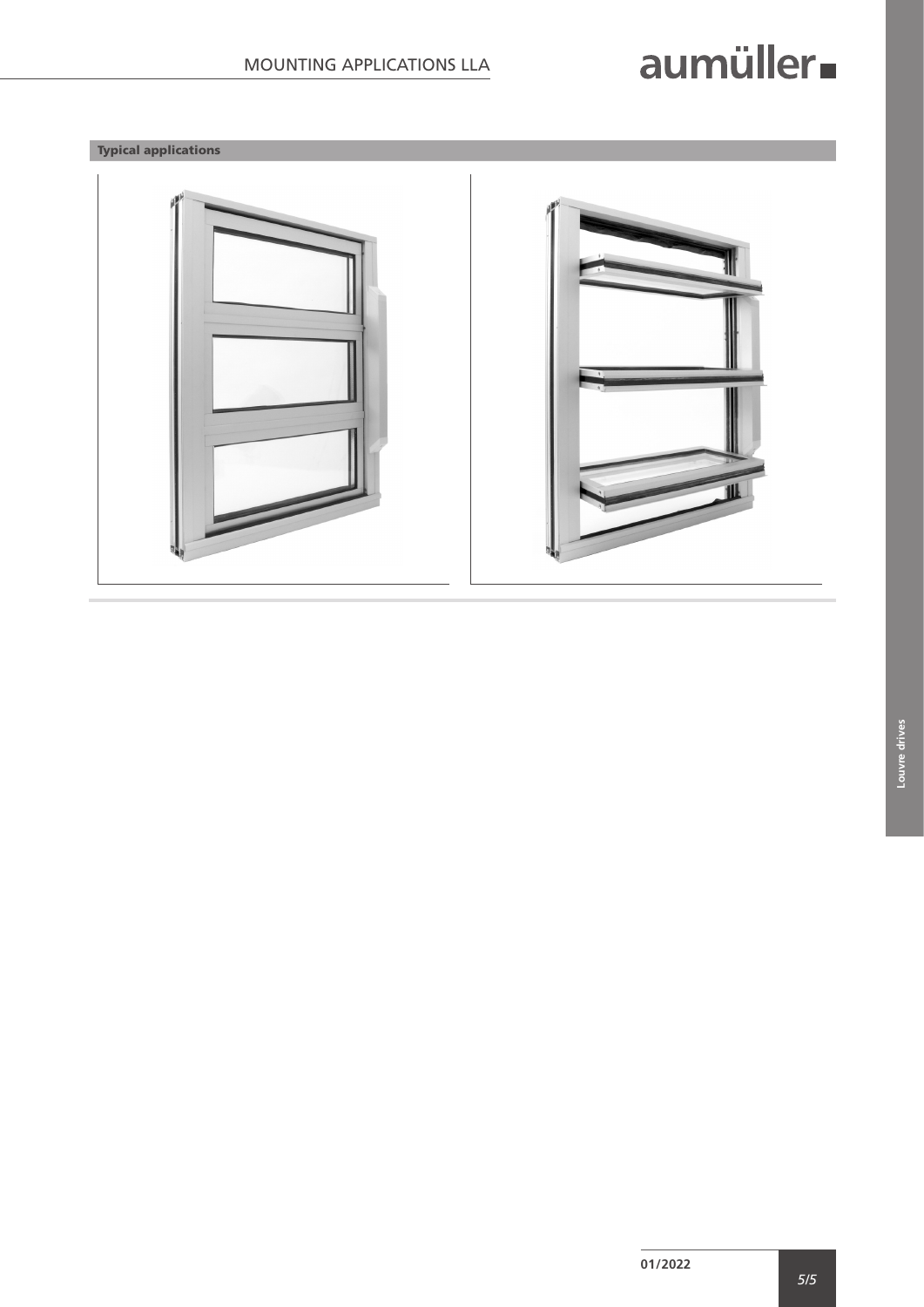**Typical applications**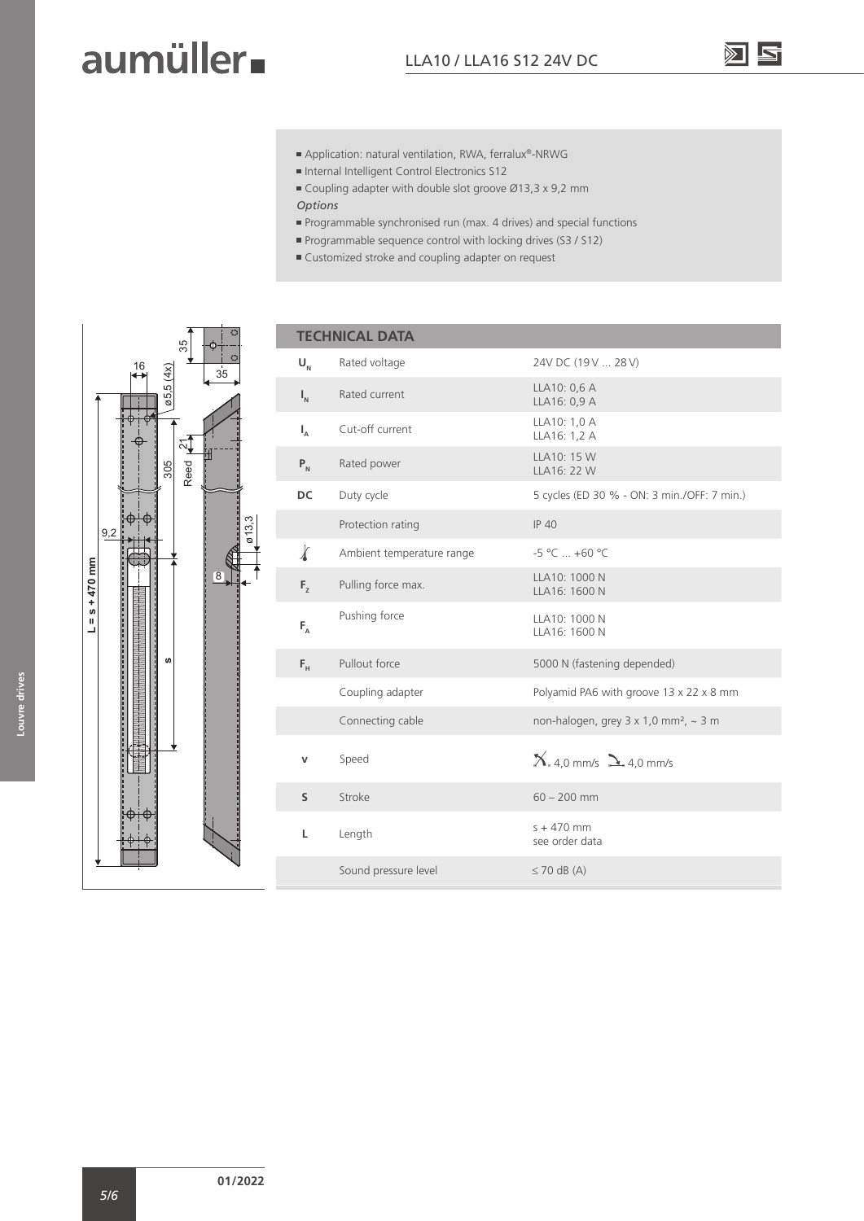- Application: natural ventilation, RWA, ferralux®-NRWG
- Internal Intelligent Control Electronics S12
- Coupling adapter with double slot groove Ø13,3 x 9,2 mm

*Options*

- Programmable synchronised run (max. 4 drives) and special functions
- Programmable sequence control with locking drives (S3 / S12)
- Customized stroke and coupling adapter on request

## TECHNICAL DATA

| | | |
|---|---|---|
| $U_N$ | Rated voltage | 24V DC (19 V ... 28 V) |
| $I_N$ | Rated current | LLA10: 0,6 A<br>LLA16: 0,9 A |
| $I_A$ | Cut-off current | LLA10: 1,0 A<br>LLA16: 1,2 A |
| $P_N$ | Rated power | LLA10: 15 W<br>LLA16: 22 W |
| DC | Duty cycle | 5 cycles (ED 30 % - ON: 3 min./OFF: 7 min.) |
| | Protection rating | IP 40 |
| | Ambient temperature range | -5 °C ... +60 °C |
| $F_Z$ | Pulling force max. | LLA10: 1000 N<br>LLA16: 1600 N |
| $F_A$ | Pushing force | LLA10: 1000 N<br>LLA16: 1600 N |
| $F_H$ | Pullout force | 5000 N (fastening depended) |
| | Coupling adapter | Polyamid PA6 with groove 13 x 22 x 8 mm |
| | Connecting cable | non-halogen, grey 3 x 1,0 mm², ~ 3 m |
| v | Speed | 4,0 mm/s 4,0 mm/s |
| S | Stroke | 60 – 200 mm |
| L | Length | s + 470 mm<br>see order data |
| | Sound pressure level | ≤ 70 dB (A) |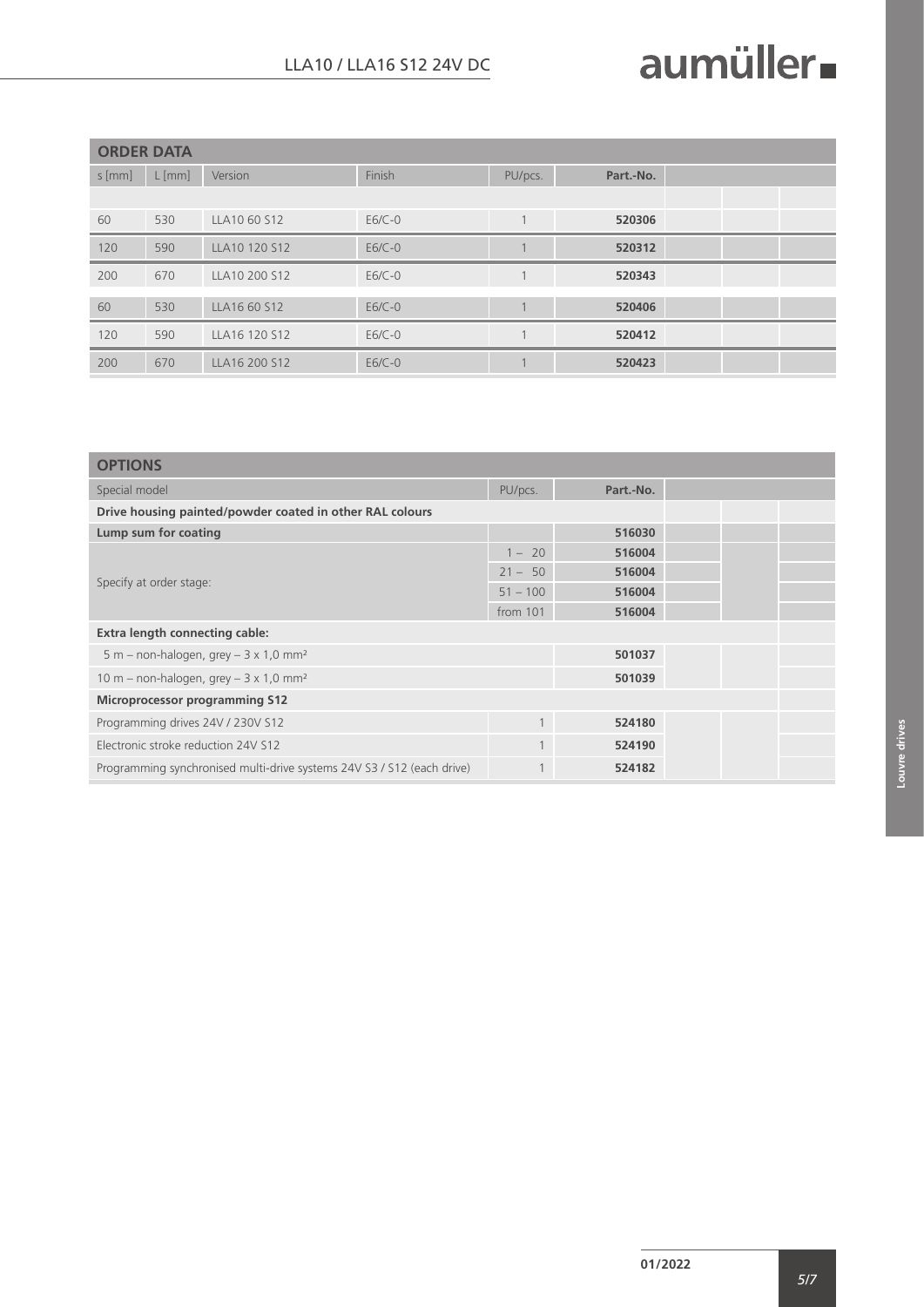## ORDER DATA

| s [mm] | L [mm] | Version | Finish | PU/pcs. | Part.-No. |
|---|---|---|---|---|---|
| 60 | 530 | LLA10 60 S12 | E6/C-0 | 1 | **520306** |
| 120 | 590 | LLA10 120 S12 | E6/C-0 | 1 | **520312** |
| 200 | 670 | LLA10 200 S12 | E6/C-0 | 1 | **520343** |
| 60 | 530 | LLA16 60 S12 | E6/C-0 | 1 | **520406** |
| 120 | 590 | LLA16 120 S12 | E6/C-0 | 1 | **520412** |
| 200 | 670 | LLA16 200 S12 | E6/C-0 | 1 | **520423** |

## OPTIONS

| Special model | PU/pcs. | Part.-No. |
|---|---|---|
| **Drive housing painted/powder coated in other RAL colours** | | |
| **Lump sum for coating** | | **516030** |
| Specify at order stage: | 1 – 20 | **516004** |
| | 21 – 50 | **516004** |
| | 51 – 100 | **516004** |
| | from 101 | **516004** |
| **Extra length connecting cable:** | | |
| 5 m – non-halogen, grey – 3 x 1,0 mm² | | **501037** |
| 10 m – non-halogen, grey – 3 x 1,0 mm² | | **501039** |
| **Microprocessor programming S12** | | |
| Programming drives 24V / 230V S12 | 1 | **524180** |
| Electronic stroke reduction 24V S12 | 1 | **524190** |
| Programming synchronised multi-drive systems 24V S3 / S12 (each drive) | 1 | **524182** |

01/2022